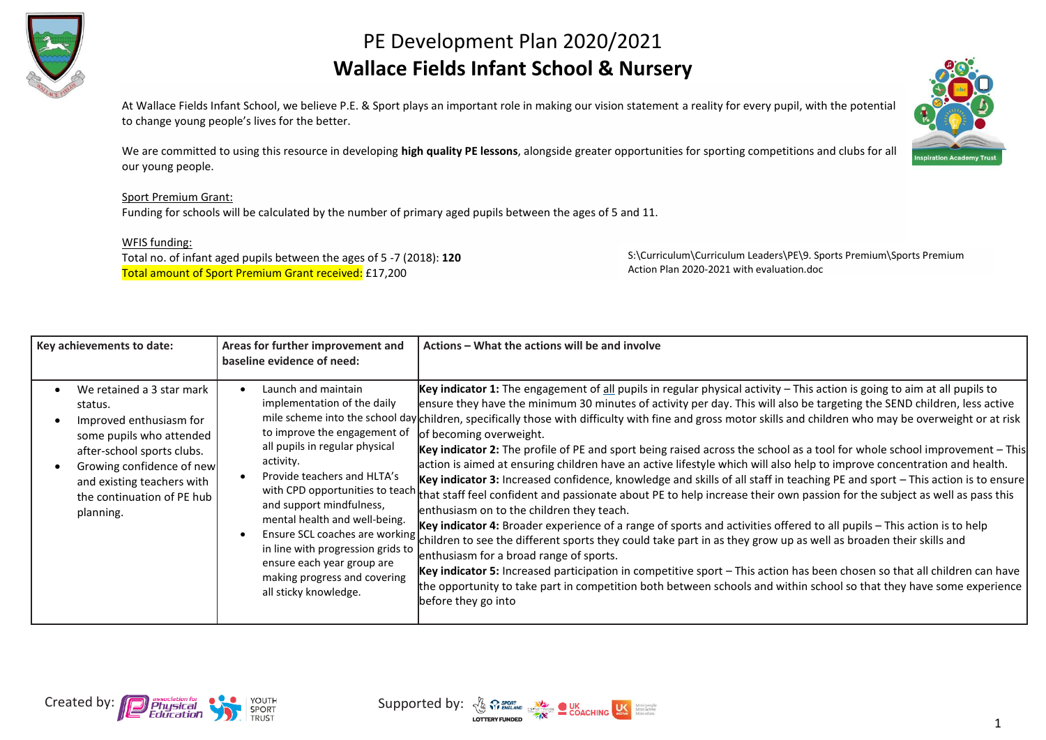# PE Development Plan 2020/2021

## Wallace Fields Infant School & Nursery

At Wallace Fields Infant School, we believe P.E. & Sport plays an important role in making our vision statement a reality for every pupil, with the potential to change young people's lives for the better.

We are committed to using this resource in developing **high quality PE lessons**, alongside greater opportunities for sporting competitions and clubs for all our young people.

Sport Premium Grant:
Funding for schools will be calculated by the number of primary aged pupils between the ages of 5 and 11.

WFIS funding:
Total no. of infant aged pupils between the ages of 5 -7 (2018): **120**
Total amount of Sport Premium Grant received: £17,200

S:\Curriculum\Curriculum Leaders\PE\9. Sports Premium\Sports Premium Action Plan 2020-2021 with evaluation.doc

| Key achievements to date: | Areas for further improvement and baseline evidence of need: | Actions – What the actions will be and involve |
|---|---|---|
| • We retained a 3 star mark status.<br>• Improved enthusiasm for some pupils who attended after-school sports clubs.<br>• Growing confidence of new and existing teachers with the continuation of PE hub planning. | • Launch and maintain implementation of the daily mile scheme into the school day to improve the engagement of all pupils in regular physical activity.<br>• Provide teachers and HLTA's with CPD opportunities to teach and support mindfulness, mental health and well-being.<br>• Ensure SCL coaches are working in line with progression grids to ensure each year group are making progress and covering all sticky knowledge. | **Key indicator 1:** The engagement of all pupils in regular physical activity – This action is going to aim at all pupils to ensure they have the minimum 30 minutes of activity per day. This will also be targeting the SEND children, less active children, specifically those with difficulty with fine and gross motor skills and children who may be overweight or at risk of becoming overweight.<br>**Key indicator 2:** The profile of PE and sport being raised across the school as a tool for whole school improvement – This action is aimed at ensuring children have an active lifestyle which will also help to improve concentration and health.<br>**Key indicator 3:** Increased confidence, knowledge and skills of all staff in teaching PE and sport – This action is to ensure that staff feel confident and passionate about PE to help increase their own passion for the subject as well as pass this enthusiasm on to the children they teach.<br>**Key indicator 4:** Broader experience of a range of sports and activities offered to all pupils – This action is to help children to see the different sports they could take part in as they grow up as well as broaden their skills and enthusiasm for a broad range of sports.<br>**Key indicator 5:** Increased participation in competitive sport – This action has been chosen so that all children can have the opportunity to take part in competition both between schools and within school so that they have some experience before they go into |

Created by: association for Physical Education, Youth Sport Trust

Supported by: Sport England, Lottery Funded, UK Coaching, UK Active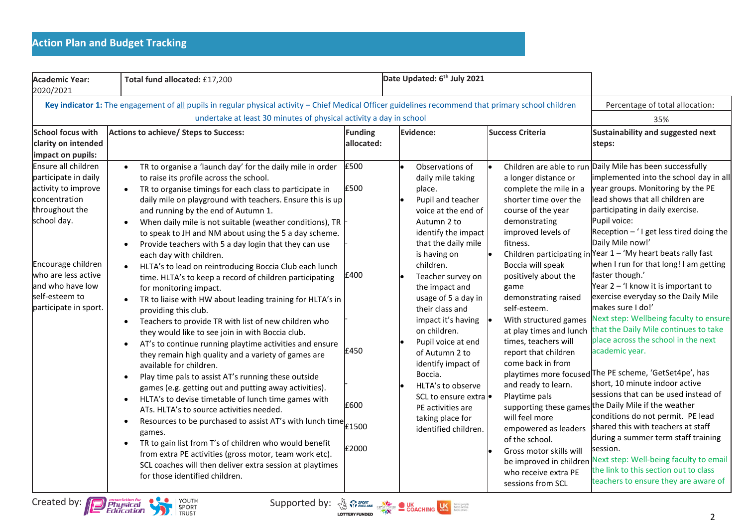## Action Plan and Budget Tracking

| Academic Year: 2020/2021 | Total fund allocated: £17,200 | | Date Updated: 6th July 2021 | | |
|---|---|---|---|---|---|
| **Key indicator 1:** The engagement of all pupils in regular physical activity – Chief Medical Officer guidelines recommend that primary school children undertake at least 30 minutes of physical activity a day in school | | | | | Percentage of total allocation: 35% |
| **School focus with clarity on intended impact on pupils:** | **Actions to achieve/ Steps to Success:** | **Funding allocated:** | **Evidence:** | **Success Criteria** | **Sustainability and suggested next steps:** |
| Ensure all children participate in daily activity to improve concentration throughout the school day.<br><br>Encourage children who are less active and who have low self-esteem to participate in sport. | • TR to organise a 'launch day' for the daily mile in order to raise its profile across the school.<br>• TR to organise timings for each class to participate in daily mile on playground with teachers. Ensure this is up and running by the end of Autumn 1.<br>• When daily mile is not suitable (weather conditions), TR to speak to JH and NM about using the 5 a day scheme.<br>• Provide teachers with 5 a day login that they can use each day with children.<br>• HLTA's to lead on reintroducing Boccia Club each lunch time. HLTA's to keep a record of children participating for monitoring impact.<br>• TR to liaise with HW about leading training for HLTA's in providing this club.<br>• Teachers to provide TR with list of new children who they would like to see join in with Boccia club.<br>• AT's to continue running playtime activities and ensure they remain high quality and a variety of games are available for children.<br>• Play time pals to assist AT's running these outside games (e.g. getting out and putting away activities).<br>• HLTA's to devise timetable of lunch time games with ATs. HLTA's to source activities needed.<br>• Resources to be purchased to assist AT's with lunch time games.<br>• TR to gain list from T's of children who would benefit from extra PE activities (gross motor, team work etc). SCL coaches will then deliver extra session at playtimes for those identified children. | £500<br>£500<br>-<br>-<br>£400<br>-<br>-<br>£450<br>-<br>£600<br>£1500<br>£2000 | • Observations of daily mile taking place.<br>• Pupil and teacher voice at the end of Autumn 2 to identify the impact that the daily mile is having on children.<br>• Teacher survey on the impact and usage of 5 a day in their class and impact it's having on children.<br>• Pupil voice at end of Autumn 2 to identify impact of Boccia.<br>• HLTA's to observe SCL to ensure extra PE activities are taking place for identified children. | • Children are able to run a longer distance or complete the mile in a shorter time over the course of the year demonstrating improved levels of fitness.<br>• Children participating in Boccia will speak positively about the game demonstrating raised self-esteem.<br>• With structured games at play times and lunch times, teachers will report that children come back in from playtimes more focused and ready to learn.<br>• Playtime pals supporting these games will feel more empowered as leaders of the school.<br>• Gross motor skills will be improved in children who receive extra PE sessions from SCL | Daily Mile has been successfully implemented into the school day in all year groups. Monitoring by the PE lead shows that all children are participating in daily exercise.<br>Pupil voice:<br>Reception – ' I get less tired doing the Daily Mile now!'<br>Year 1 – 'My heart beats rally fast when I run for that long! I am getting faster though.'<br>Year 2 – 'I know it is important to exercise everyday so the Daily Mile makes sure I do!'<br>Next step: Wellbeing faculty to ensure that the Daily Mile continues to take place across the school in the next academic year.<br>The PE scheme, 'GetSet4pe', has short, 10 minute indoor active sessions that can be used instead of the Daily Mile if the weather conditions do not permit. PE lead shared this with teachers at staff during a summer term staff training session.<br>Next step: Well-being faculty to email the link to this section out to class teachers to ensure they are aware of |

Created by: Association for Physical Education, Youth Sport Trust

Supported by: Sport England, UK Coaching, UK Active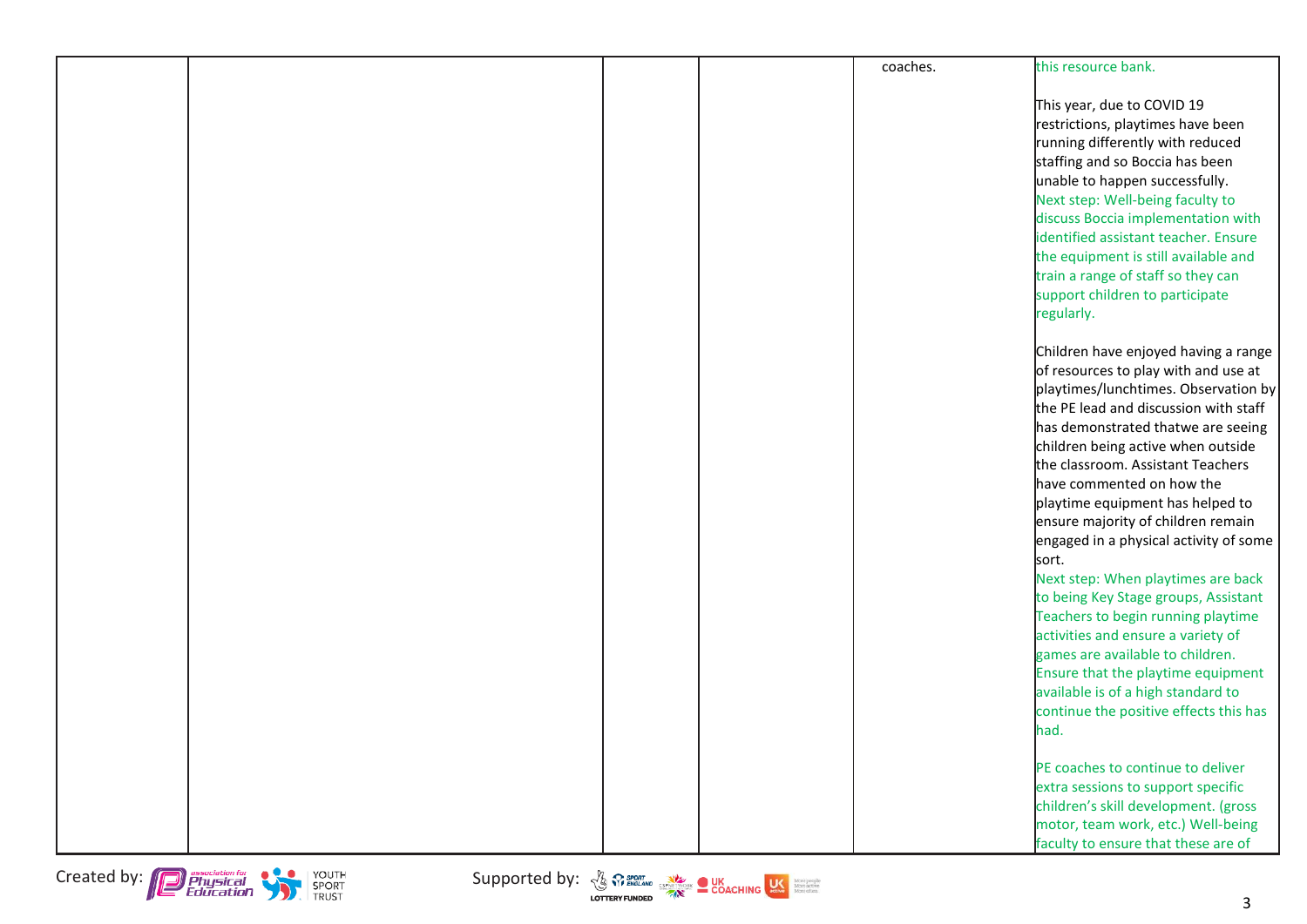|  |  |  |  |  |  |
|---|---|---|---|---|---|
|  |  |  |  | coaches. | this resource bank.<br><br>This year, due to COVID 19 restrictions, playtimes have been running differently with reduced staffing and so Boccia has been unable to happen successfully.<br>Next step: Well-being faculty to discuss Boccia implementation with identified assistant teacher. Ensure the equipment is still available and train a range of staff so they can support children to participate regularly.<br><br>Children have enjoyed having a range of resources to play with and use at playtimes/lunchtimes. Observation by the PE lead and discussion with staff has demonstrated thatwe are seeing children being active when outside the classroom. Assistant Teachers have commented on how the playtime equipment has helped to ensure majority of children remain engaged in a physical activity of some sort.<br>Next step: When playtimes are back to being Key Stage groups, Assistant Teachers to begin running playtime activities and ensure a variety of games are available to children. Ensure that the playtime equipment available is of a high standard to continue the positive effects this has had.<br><br>PE coaches to continue to deliver extra sessions to support specific children's skill development. (gross motor, team work, etc.) Well-being faculty to ensure that these are of |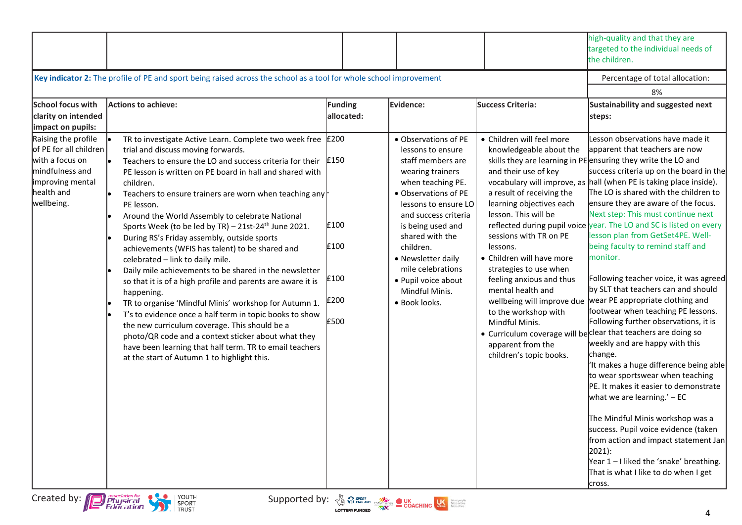| | | | | | high-quality and that they are targeted to the individual needs of the children. |
|---|---|---|---|---|---|

| **Key indicator 2:** The profile of PE and sport being raised across the school as a tool for whole school improvement | | | | | Percentage of total allocation: |
|---|---|---|---|---|---|
| | | | | | 8% |
| **School focus with clarity on intended impact on pupils:** | **Actions to achieve:** | **Funding allocated:** | **Evidence:** | **Success Criteria:** | **Sustainability and suggested next steps:** |
| Raising the profile of PE for all children with a focus on mindfulness and improving mental health and wellbeing. | • TR to investigate Active Learn. Complete two week free trial and discuss moving forwards.<br>• Teachers to ensure the LO and success criteria for their PE lesson is written on PE board in hall and shared with children.<br>• Teachers to ensure trainers are worn when teaching any PE lesson.<br>• Around the World Assembly to celebrate National Sports Week (to be led by TR) – 21st-24th June 2021.<br>• During RS's Friday assembly, outside sports achievements (WFIS has talent) to be shared and celebrated – link to daily mile.<br>• Daily mile achievements to be shared in the newsletter so that it is of a high profile and parents are aware it is happening.<br>• TR to organise 'Mindful Minis' workshop for Autumn 1.<br>• T's to evidence once a half term in topic books to show the new curriculum coverage. This should be a photo/QR code and a context sticker about what they have been learning that half term. TR to email teachers at the start of Autumn 1 to highlight this. | £200<br>£150<br>-<br>£100<br>£100<br>£100<br>£200<br>£500 | • Observations of PE lessons to ensure staff members are wearing trainers when teaching PE.<br>• Observations of PE lessons to ensure LO and success criteria is being used and shared with the children.<br>• Newsletter daily mile celebrations<br>• Pupil voice about Mindful Minis.<br>• Book looks. | • Children will feel more knowledgeable about the skills they are learning in PE and their use of key vocabulary will improve, as a result of receiving the learning objectives each lesson. This will be reflected during pupil voice sessions with TR on PE lessons.<br>• Children will have more strategies to use when feeling anxious and thus mental health and wellbeing will improve due to the workshop with Mindful Minis.<br>• Curriculum coverage will be apparent from the children's topic books. | Lesson observations have made it apparent that teachers are now ensuring they write the LO and success criteria up on the board in the hall (when PE is taking place inside). The LO is shared with the children to ensure they are aware of the focus. Next step: This must continue next year. The LO and SC is listed on every lesson plan from GetSet4PE. Well-being faculty to remind staff and monitor.<br><br>Following teacher voice, it was agreed by SLT that teachers can and should wear PE appropriate clothing and footwear when teaching PE lessons. Following further observations, it is clear that teachers are doing so weekly and are happy with this change.<br>'It makes a huge difference being able to wear sportswear when teaching PE. It makes it easier to demonstrate what we are learning.' – EC<br><br>The Mindful Minis workshop was a success. Pupil voice evidence (taken from action and impact statement Jan 2021):<br>Year 1 – I liked the 'snake' breathing. That is what I like to do when I get cross. |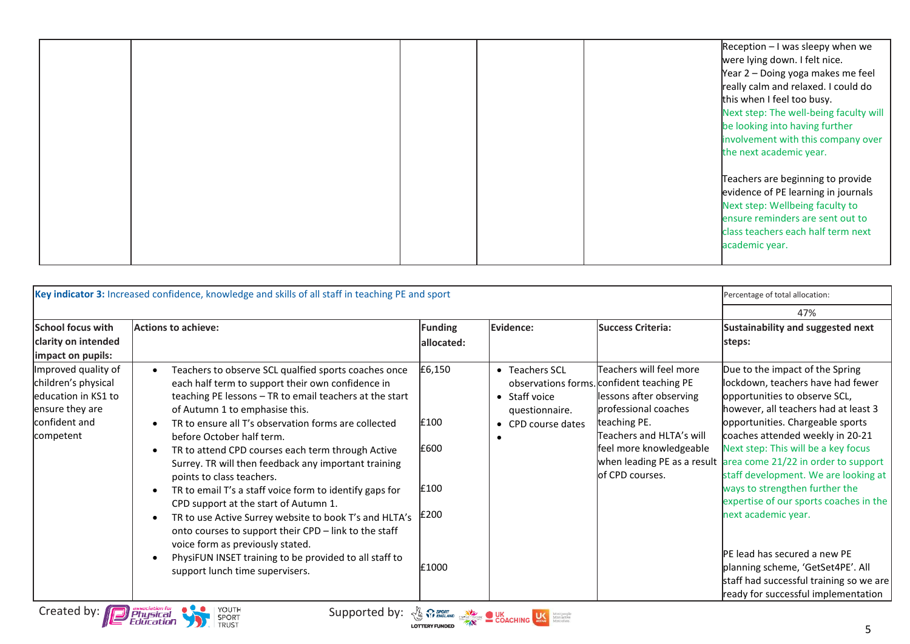| | | | | | Reception – I was sleepy when we were lying down. I felt nice.<br>Year 2 – Doing yoga makes me feel really calm and relaxed. I could do this when I feel too busy.<br>Next step: The well-being faculty will be looking into having further involvement with this company over the next academic year.<br><br>Teachers are beginning to provide evidence of PE learning in journals<br>Next step: Wellbeing faculty to ensure reminders are sent out to class teachers each half term next academic year. |
|---|---|---|---|---|---|

| **Key indicator 3:** Increased confidence, knowledge and skills of all staff in teaching PE and sport | | | | | Percentage of total allocation: |
|---|---|---|---|---|---|
| | | | | | 47% |
| **School focus with clarity on intended impact on pupils:** | **Actions to achieve:** | **Funding allocated:** | **Evidence:** | **Success Criteria:** | **Sustainability and suggested next steps:** |
| Improved quality of children's physical education in KS1 to ensure they are confident and competent | • Teachers to observe SCL qualfied sports coaches once each half term to support their own confidence in teaching PE lessons – TR to email teachers at the start of Autumn 1 to emphasise this.<br>• TR to ensure all T's observation forms are collected before October half term.<br>• TR to attend CPD courses each term through Active Surrey. TR will then feedback any important training points to class teachers.<br>• TR to email T's a staff voice form to identify gaps for CPD support at the start of Autumn 1.<br>• TR to use Active Surrey website to book T's and HLTA's onto courses to support their CPD – link to the staff voice form as previously stated.<br>• PhysiFUN INSET training to be provided to all staff to support lunch time supervisers. | £6,150<br><br>£100<br><br>£600<br><br>£100<br><br>£200<br><br>£1000 | • Teachers SCL observations forms.<br>• Staff voice questionnaire.<br>• CPD course dates<br>• | Teachers will feel more confident teaching PE lessons after observing professional coaches teaching PE.<br>Teachers and HLTA's will feel more knowledgeable when leading PE as a result of CPD courses. | Due to the impact of the Spring lockdown, teachers have had fewer opportunities to observe SCL, however, all teachers had at least 3 opportunities. Chargeable sports coaches attended weekly in 20-21<br>Next step: This will be a key focus area come 21/22 in order to support staff development. We are looking at ways to strengthen further the expertise of our sports coaches in the next academic year.<br><br>PE lead has secured a new PE planning scheme, 'GetSet4PE'. All staff had successful training so we are ready for successful implementation |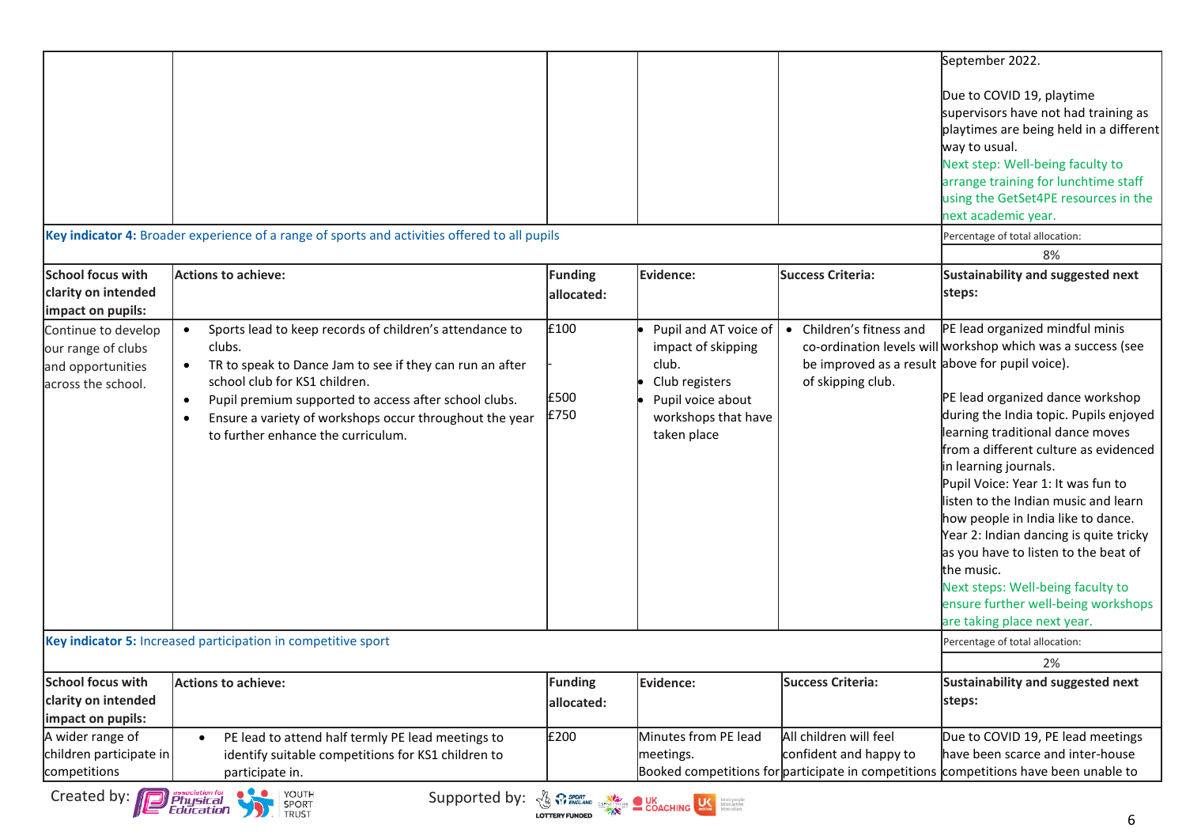| | | | | | |
|---|---|---|---|---|---|
| | | | | | September 2022.<br><br>Due to COVID 19, playtime supervisors have not had training as playtimes are being held in a different way to usual.<br>Next step: Well-being faculty to arrange training for lunchtime staff using the GetSet4PE resources in the next academic year. |

| **Key indicator 4:** Broader experience of a range of sports and activities offered to all pupils | | | | | Percentage of total allocation: |
|---|---|---|---|---|---|
| | | | | | 8% |
| **School focus with clarity on intended impact on pupils:** | **Actions to achieve:** | **Funding allocated:** | **Evidence:** | **Success Criteria:** | **Sustainability and suggested next steps:** |
| Continue to develop our range of clubs and opportunities across the school. | • Sports lead to keep records of children's attendance to clubs.<br>• TR to speak to Dance Jam to see if they can run an after school club for KS1 children.<br>• Pupil premium supported to access after school clubs.<br>• Ensure a variety of workshops occur throughout the year to further enhance the curriculum. | £100<br><br>-<br><br>£500<br>£750 | • Pupil and AT voice of impact of skipping club.<br>• Club registers<br>• Pupil voice about workshops that have taken place | • Children's fitness and co-ordination levels will be improved as a result of skipping club. | PE lead organized mindful minis workshop which was a success (see above for pupil voice).<br><br>PE lead organized dance workshop during the India topic. Pupils enjoyed learning traditional dance moves from a different culture as evidenced in learning journals.<br>Pupil Voice: Year 1: It was fun to listen to the Indian music and learn how people in India like to dance.<br>Year 2: Indian dancing is quite tricky as you have to listen to the beat of the music.<br>Next steps: Well-being faculty to ensure further well-being workshops are taking place next year. |

| **Key indicator 5:** Increased participation in competitive sport | | | | | Percentage of total allocation: |
|---|---|---|---|---|---|
| | | | | | 2% |
| **School focus with clarity on intended impact on pupils:** | **Actions to achieve:** | **Funding allocated:** | **Evidence:** | **Success Criteria:** | **Sustainability and suggested next steps:** |
| A wider range of children participate in competitions | • PE lead to attend half termly PE lead meetings to identify suitable competitions for KS1 children to participate in. | £200 | Minutes from PE lead meetings.<br>Booked competitions for | All children will feel confident and happy to participate in competitions | Due to COVID 19, PE lead meetings have been scarce and inter-house competitions have been unable to |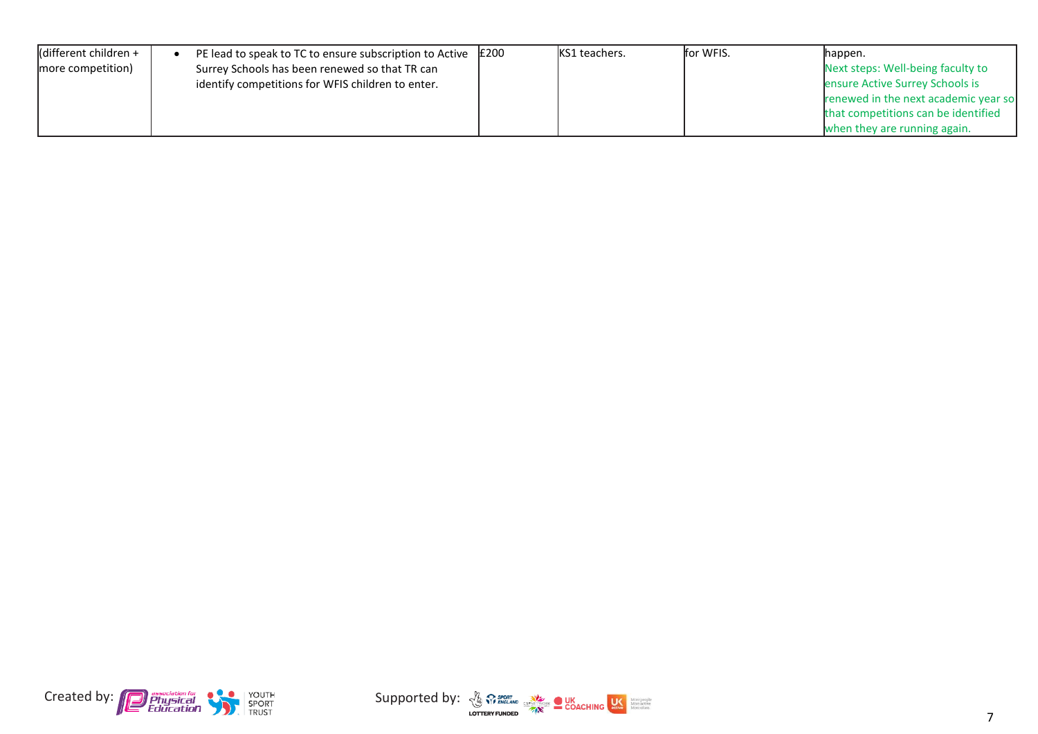| | | | | | |
|---|---|---|---|---|---|
| (different children + more competition) | • PE lead to speak to TC to ensure subscription to Active Surrey Schools has been renewed so that TR can identify competitions for WFIS children to enter. | £200 | KS1 teachers. | for WFIS. | happen.<br>Next steps: Well-being faculty to ensure Active Surrey Schools is renewed in the next academic year so that competitions can be identified when they are running again. |

Created by: association for Physical Education, YOUTH SPORT TRUST

Supported by: SPORT ENGLAND, LOTTERY FUNDED, CSPNETWORK, UK COACHING, UK active